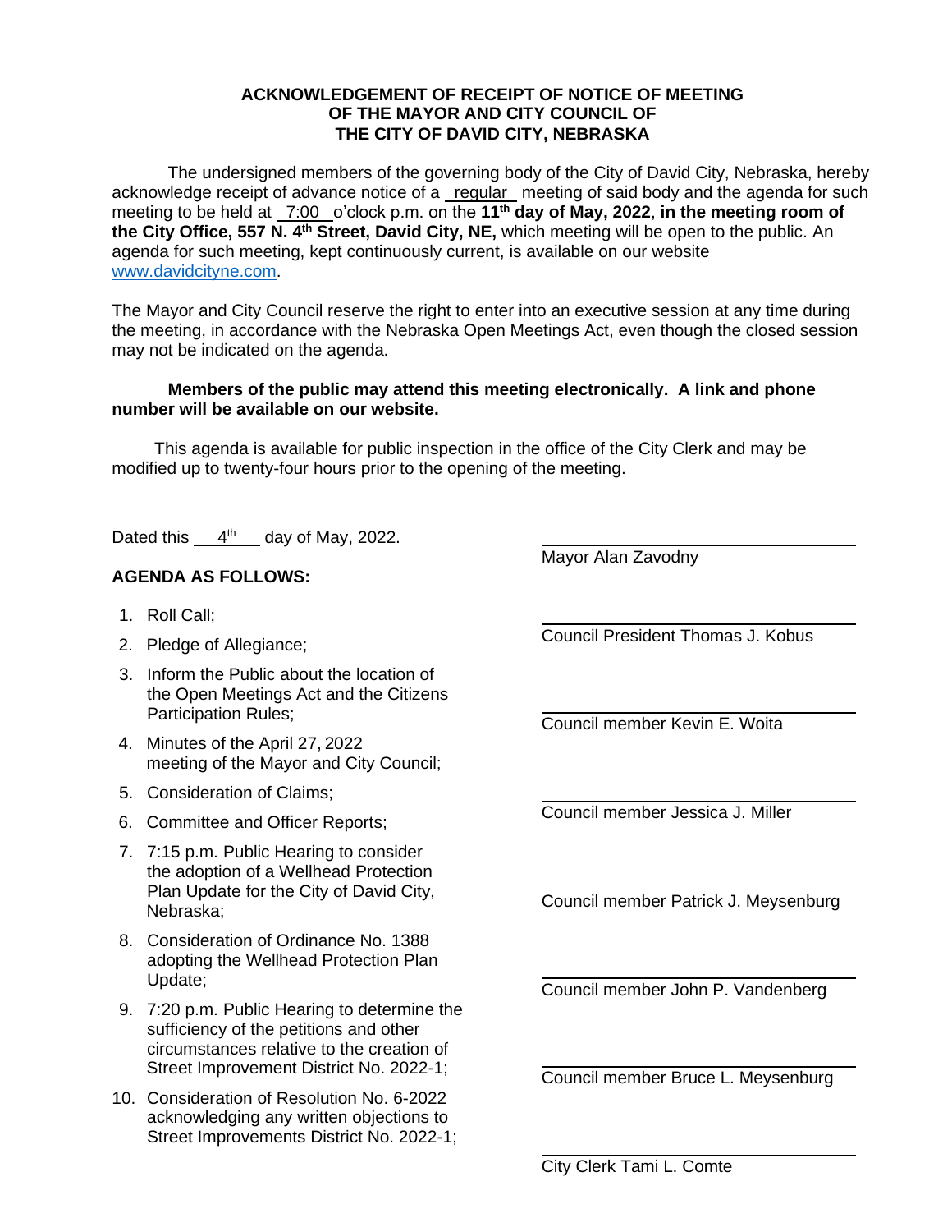**ACKNOWLEDGEMENT OF RECEIPT OF NOTICE OF MEETING OF THE MAYOR AND CITY COUNCIL OF THE CITY OF DAVID CITY, NEBRASKA**

The undersigned members of the governing body of the City of David City, Nebraska, hereby acknowledge receipt of advance notice of a regular meeting of said body and the agenda for such meeting to be held at 7:00 o'clock p.m. on the **11th day of May, 2022**, **in the meeting room of the City Office, 557 N. 4th Street, David City, NE,** which meeting will be open to the public. An agenda for such meeting, kept continuously current, is available on our website www.davidcityne.com.

The Mayor and City Council reserve the right to enter into an executive session at any time during the meeting, in accordance with the Nebraska Open Meetings Act, even though the closed session may not be indicated on the agenda.

**Members of the public may attend this meeting electronically. A link and phone number will be available on our website.**

This agenda is available for public inspection in the office of the City Clerk and may be modified up to twenty-four hours prior to the opening of the meeting.

Dated this 4th day of May, 2022.

**AGENDA AS FOLLOWS:**

1. Roll Call;
2. Pledge of Allegiance;
3. Inform the Public about the location of the Open Meetings Act and the Citizens Participation Rules;
4. Minutes of the April 27, 2022 meeting of the Mayor and City Council;
5. Consideration of Claims;
6. Committee and Officer Reports;
7. 7:15 p.m. Public Hearing to consider the adoption of a Wellhead Protection Plan Update for the City of David City, Nebraska;
8. Consideration of Ordinance No. 1388 adopting the Wellhead Protection Plan Update;
9. 7:20 p.m. Public Hearing to determine the sufficiency of the petitions and other circumstances relative to the creation of Street Improvement District No. 2022-1;
10. Consideration of Resolution No. 6-2022 acknowledging any written objections to Street Improvements District No. 2022-1;

\_\_\_\_\_\_\_\_\_\_\_\_\_\_\_\_\_\_\_\_\_\_\_\_\_\_\_\_\_\_
Mayor Alan Zavodny

\_\_\_\_\_\_\_\_\_\_\_\_\_\_\_\_\_\_\_\_\_\_\_\_\_\_\_\_\_\_
Council President Thomas J. Kobus

\_\_\_\_\_\_\_\_\_\_\_\_\_\_\_\_\_\_\_\_\_\_\_\_\_\_\_\_\_\_
Council member Kevin E. Woita

\_\_\_\_\_\_\_\_\_\_\_\_\_\_\_\_\_\_\_\_\_\_\_\_\_\_\_\_\_\_
Council member Jessica J. Miller

\_\_\_\_\_\_\_\_\_\_\_\_\_\_\_\_\_\_\_\_\_\_\_\_\_\_\_\_\_\_
Council member Patrick J. Meysenburg

\_\_\_\_\_\_\_\_\_\_\_\_\_\_\_\_\_\_\_\_\_\_\_\_\_\_\_\_\_\_
Council member John P. Vandenberg

\_\_\_\_\_\_\_\_\_\_\_\_\_\_\_\_\_\_\_\_\_\_\_\_\_\_\_\_\_\_
Council member Bruce L. Meysenburg

\_\_\_\_\_\_\_\_\_\_\_\_\_\_\_\_\_\_\_\_\_\_\_\_\_\_\_\_\_\_
City Clerk Tami L. Comte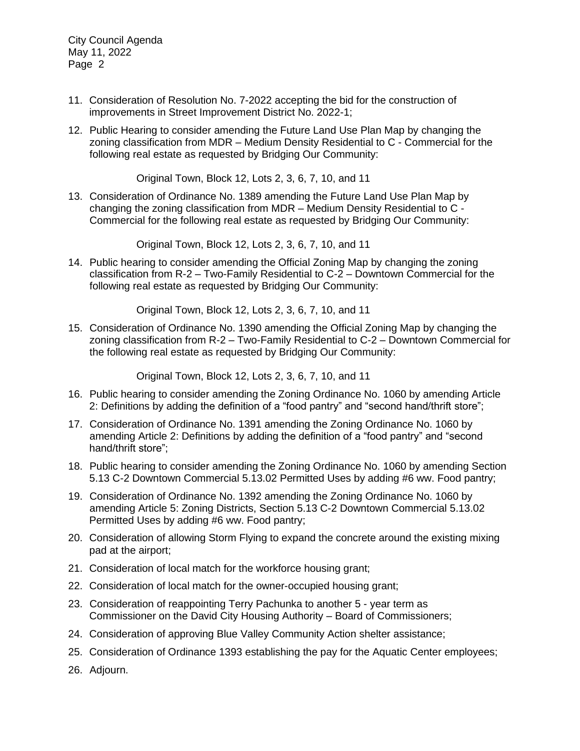11. Consideration of Resolution No. 7-2022 accepting the bid for the construction of improvements in Street Improvement District No. 2022-1;

12. Public Hearing to consider amending the Future Land Use Plan Map by changing the zoning classification from MDR – Medium Density Residential to C - Commercial for the following real estate as requested by Bridging Our Community:

    Original Town, Block 12, Lots 2, 3, 6, 7, 10, and 11

13. Consideration of Ordinance No. 1389 amending the Future Land Use Plan Map by changing the zoning classification from MDR – Medium Density Residential to C - Commercial for the following real estate as requested by Bridging Our Community:

    Original Town, Block 12, Lots 2, 3, 6, 7, 10, and 11

14. Public hearing to consider amending the Official Zoning Map by changing the zoning classification from R-2 – Two-Family Residential to C-2 – Downtown Commercial for the following real estate as requested by Bridging Our Community:

    Original Town, Block 12, Lots 2, 3, 6, 7, 10, and 11

15. Consideration of Ordinance No. 1390 amending the Official Zoning Map by changing the zoning classification from R-2 – Two-Family Residential to C-2 – Downtown Commercial for the following real estate as requested by Bridging Our Community:

    Original Town, Block 12, Lots 2, 3, 6, 7, 10, and 11

16. Public hearing to consider amending the Zoning Ordinance No. 1060 by amending Article 2: Definitions by adding the definition of a "food pantry" and "second hand/thrift store";

17. Consideration of Ordinance No. 1391 amending the Zoning Ordinance No. 1060 by amending Article 2: Definitions by adding the definition of a "food pantry" and "second hand/thrift store";

18. Public hearing to consider amending the Zoning Ordinance No. 1060 by amending Section 5.13 C-2 Downtown Commercial 5.13.02 Permitted Uses by adding #6 ww. Food pantry;

19. Consideration of Ordinance No. 1392 amending the Zoning Ordinance No. 1060 by amending Article 5: Zoning Districts, Section 5.13 C-2 Downtown Commercial 5.13.02 Permitted Uses by adding #6 ww. Food pantry;

20. Consideration of allowing Storm Flying to expand the concrete around the existing mixing pad at the airport;

21. Consideration of local match for the workforce housing grant;

22. Consideration of local match for the owner-occupied housing grant;

23. Consideration of reappointing Terry Pachunka to another 5 - year term as Commissioner on the David City Housing Authority – Board of Commissioners;

24. Consideration of approving Blue Valley Community Action shelter assistance;

25. Consideration of Ordinance 1393 establishing the pay for the Aquatic Center employees;

26. Adjourn.